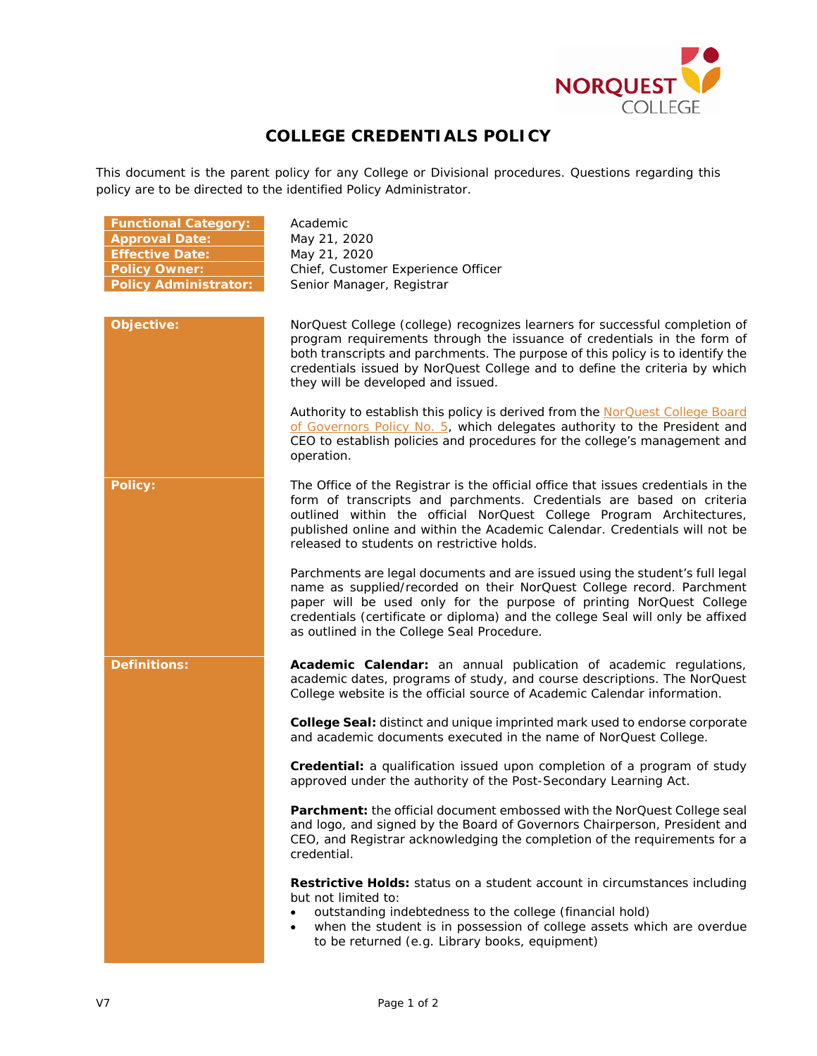# COLLEGE CREDENTIALS POLICY

This document is the parent policy for any College or Divisional procedures. Questions regarding this policy are to be directed to the identified Policy Administrator.

| | |
|---|---|
| **Functional Category:** | Academic |
| **Approval Date:** | May 21, 2020 |
| **Effective Date:** | May 21, 2020 |
| **Policy Owner:** | Chief, Customer Experience Officer |
| **Policy Administrator:** | Senior Manager, Registrar |

## Objective:

NorQuest College (college) recognizes learners for successful completion of program requirements through the issuance of credentials in the form of both transcripts and parchments. The purpose of this policy is to identify the credentials issued by NorQuest College and to define the criteria by which they will be developed and issued.

Authority to establish this policy is derived from the NorQuest College Board of Governors Policy No. 5, which delegates authority to the President and CEO to establish policies and procedures for the college's management and operation.

## Policy:

The Office of the Registrar is the official office that issues credentials in the form of transcripts and parchments. Credentials are based on criteria outlined within the official NorQuest College Program Architectures, published online and within the Academic Calendar. Credentials will not be released to students on restrictive holds.

Parchments are legal documents and are issued using the student's full legal name as supplied/recorded on their NorQuest College record. Parchment paper will be used only for the purpose of printing NorQuest College credentials (certificate or diploma) and the college Seal will only be affixed as outlined in the College Seal Procedure.

## Definitions:

**Academic Calendar:** an annual publication of academic regulations, academic dates, programs of study, and course descriptions. The NorQuest College website is the official source of Academic Calendar information.

**College Seal:** distinct and unique imprinted mark used to endorse corporate and academic documents executed in the name of NorQuest College.

**Credential:** a qualification issued upon completion of a program of study approved under the authority of the Post-Secondary Learning Act.

**Parchment:** the official document embossed with the NorQuest College seal and logo, and signed by the Board of Governors Chairperson, President and CEO, and Registrar acknowledging the completion of the requirements for a credential.

**Restrictive Holds:** status on a student account in circumstances including but not limited to:

- outstanding indebtedness to the college (financial hold)
- when the student is in possession of college assets which are overdue to be returned (e.g. Library books, equipment)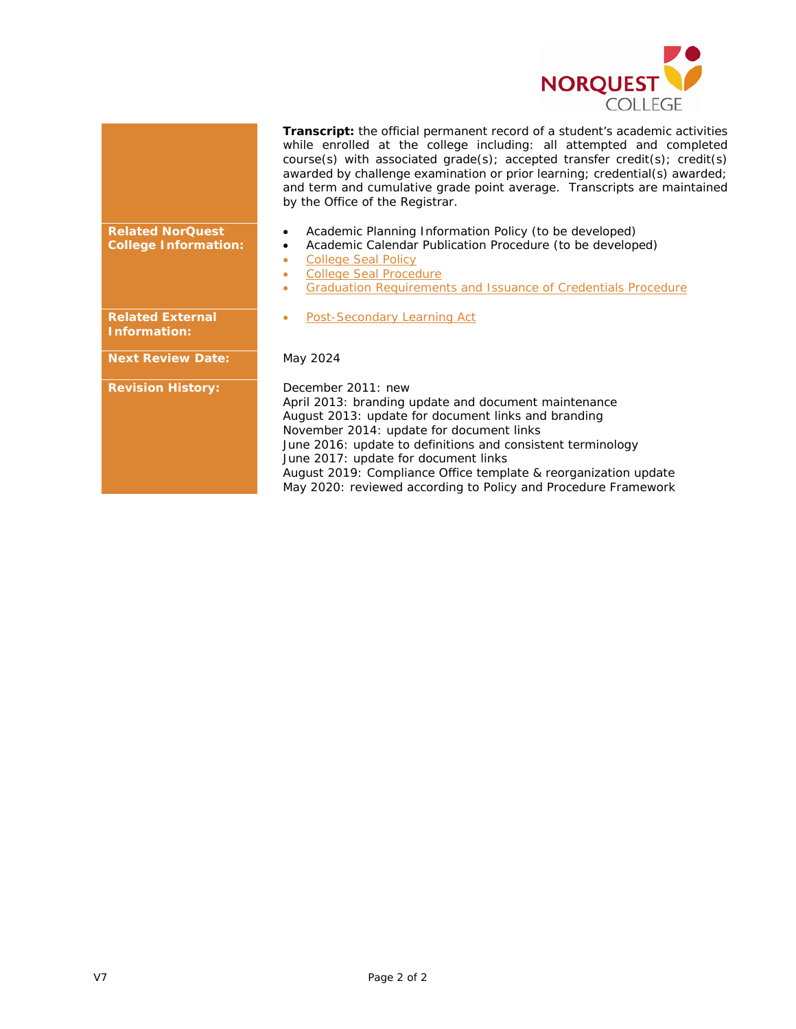| | |
|---|---|
| | **Transcript:** the official permanent record of a student's academic activities while enrolled at the college including: all attempted and completed course(s) with associated grade(s); accepted transfer credit(s); credit(s) awarded by challenge examination or prior learning; credential(s) awarded; and term and cumulative grade point average. Transcripts are maintained by the Office of the Registrar. |
| **Related NorQuest College Information:** | • Academic Planning Information Policy (to be developed)<br>• Academic Calendar Publication Procedure (to be developed)<br>• College Seal Policy<br>• College Seal Procedure<br>• Graduation Requirements and Issuance of Credentials Procedure |
| **Related External Information:** | • Post-Secondary Learning Act |
| **Next Review Date:** | May 2024 |
| **Revision History:** | December 2011: new<br>April 2013: branding update and document maintenance<br>August 2013: update for document links and branding<br>November 2014: update for document links<br>June 2016: update to definitions and consistent terminology<br>June 2017: update for document links<br>August 2019: Compliance Office template & reorganization update<br>May 2020: reviewed according to Policy and Procedure Framework |

V7